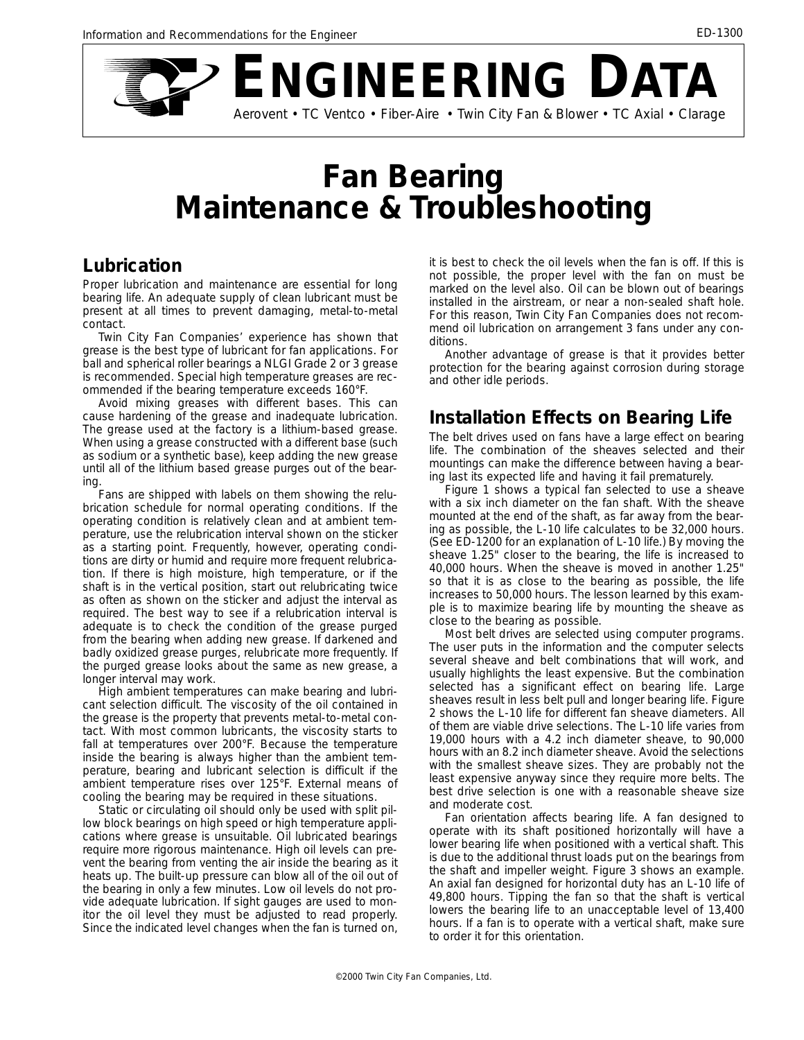# ENGINEERING DATA

Aerovent • TC Ventco • Fiber-Aire • Twin City Fan & Blower • TC Axial • Clarage

# Fan Bearing Maintenance & Troubleshooting

## Lubrication

Proper lubrication and maintenance are essential for long bearing life. An adequate supply of clean lubricant must be present at all times to prevent damaging, metal-to-metal contact.

Twin City Fan Companies' experience has shown that grease is the best type of lubricant for fan applications. For ball and spherical roller bearings a NLGI Grade 2 or 3 grease is recommended. Special high temperature greases are recommended if the bearing temperature exceeds 160°F.

Avoid mixing greases with different bases. This can cause hardening of the grease and inadequate lubrication. The grease used at the factory is a lithium-based grease. When using a grease constructed with a different base (such as sodium or a synthetic base), keep adding the new grease until all of the lithium based grease purges out of the bearing.

Fans are shipped with labels on them showing the relubrication schedule for normal operating conditions. If the operating condition is relatively clean and at ambient temperature, use the relubrication interval shown on the sticker as a starting point. Frequently, however, operating conditions are dirty or humid and require more frequent relubrication. If there is high moisture, high temperature, or if the shaft is in the vertical position, start out relubricating twice as often as shown on the sticker and adjust the interval as required. The best way to see if a relubrication interval is adequate is to check the condition of the grease purged from the bearing when adding new grease. If darkened and badly oxidized grease purges, relubricate more frequently. If the purged grease looks about the same as new grease, a longer interval may work.

High ambient temperatures can make bearing and lubricant selection difficult. The viscosity of the oil contained in the grease is the property that prevents metal-to-metal contact. With most common lubricants, the viscosity starts to fall at temperatures over 200°F. Because the temperature inside the bearing is always higher than the ambient temperature, bearing and lubricant selection is difficult if the ambient temperature rises over 125°F. External means of cooling the bearing may be required in these situations.

Static or circulating oil should only be used with split pillow block bearings on high speed or high temperature applications where grease is unsuitable. Oil lubricated bearings require more rigorous maintenance. High oil levels can prevent the bearing from venting the air inside the bearing as it heats up. The built-up pressure can blow all of the oil out of the bearing in only a few minutes. Low oil levels do not provide adequate lubrication. If sight gauges are used to monitor the oil level they must be adjusted to read properly. Since the indicated level changes when the fan is turned on, it is best to check the oil levels when the fan is off. If this is not possible, the proper level with the fan on must be marked on the level also. Oil can be blown out of bearings installed in the airstream, or near a non-sealed shaft hole. For this reason, Twin City Fan Companies does not recommend oil lubrication on arrangement 3 fans under any conditions.

Another advantage of grease is that it provides better protection for the bearing against corrosion during storage and other idle periods.

## Installation Effects on Bearing Life

The belt drives used on fans have a large effect on bearing life. The combination of the sheaves selected and their mountings can make the difference between having a bearing last its expected life and having it fail prematurely.

Figure 1 shows a typical fan selected to use a sheave with a six inch diameter on the fan shaft. With the sheave mounted at the end of the shaft, as far away from the bearing as possible, the L-10 life calculates to be 32,000 hours. (See ED-1200 for an explanation of L-10 life.) By moving the sheave 1.25" closer to the bearing, the life is increased to 40,000 hours. When the sheave is moved in another 1.25" so that it is as close to the bearing as possible, the life increases to 50,000 hours. The lesson learned by this example is to maximize bearing life by mounting the sheave as close to the bearing as possible.

Most belt drives are selected using computer programs. The user puts in the information and the computer selects several sheave and belt combinations that will work, and usually highlights the least expensive. But the combination selected has a significant effect on bearing life. Large sheaves result in less belt pull and longer bearing life. Figure 2 shows the L-10 life for different fan sheave diameters. All of them are viable drive selections. The L-10 life varies from 19,000 hours with a 4.2 inch diameter sheave, to 90,000 hours with an 8.2 inch diameter sheave. Avoid the selections with the smallest sheave sizes. They are probably not the least expensive anyway since they require more belts. The best drive selection is one with a reasonable sheave size and moderate cost.

Fan orientation affects bearing life. A fan designed to operate with its shaft positioned horizontally will have a lower bearing life when positioned with a vertical shaft. This is due to the additional thrust loads put on the bearings from the shaft and impeller weight. Figure 3 shows an example. An axial fan designed for horizontal duty has an L-10 life of 49,800 hours. Tipping the fan so that the shaft is vertical lowers the bearing life to an unacceptable level of 13,400 hours. If a fan is to operate with a vertical shaft, make sure to order it for this orientation.

©2000 Twin City Fan Companies, Ltd.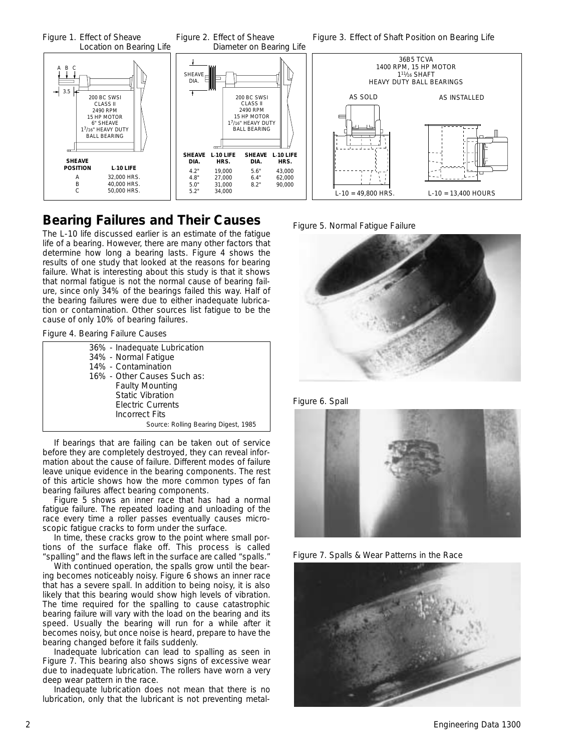Figure 1. Effect of Sheave Location on Bearing Life

200 BC SWSI CLASS II 2490 RPM 15 HP MOTOR 6" SHEAVE $1^7/_{16}$" HEAVY DUTY BALL BEARING

| SHEAVE POSITION | L-10 LIFE |
|---|---|
| A | 32,000 HRS. |
| B | 40,000 HRS. |
| C | 50,000 HRS. |

Figure 2. Effect of Sheave Diameter on Bearing Life

200 BC SWSI CLASS II 2490 RPM 15 HP MOTOR $1^7/_{16}$" HEAVY DUTY BALL BEARING

| SHEAVE DIA. | L-10 LIFE HRS. | SHEAVE DIA. | L-10 LIFE HRS. |
|---|---|---|---|
| 4.2" | 19,000 | 5.6" | 43,000 |
| 4.8" | 27,000 | 6.4" | 62,000 |
| 5.0" | 31,000 | 8.2" | 90,000 |
| 5.2" | 34,000 | | |

Figure 3. Effect of Shaft Position on Bearing Life

36B5 TCVA 1400 RPM, 15 HP MOTOR $1^{11}/_{16}$ SHAFT HEAVY DUTY BALL BEARINGS

| AS SOLD | AS INSTALLED |
|---|---|
| L-10 = 49,800 HRS. | L-10 = 13,400 HOURS |

## Bearing Failures and Their Causes

The L-10 life discussed earlier is an estimate of the fatigue life of a bearing. However, there are many other factors that determine how long a bearing lasts. Figure 4 shows the results of one study that looked at the reasons for bearing failure. What is interesting about this study is that it shows that normal fatigue is not the normal cause of bearing failure, since only 34% of the bearings failed this way. Half of the bearing failures were due to either inadequate lubrication or contamination. Other sources list fatigue to be the cause of only 10% of bearing failures.

Figure 4. Bearing Failure Causes

- 36% - Inadequate Lubrication
- 34% - Normal Fatigue
- 14% - Contamination
- 16% - Other Causes Such as:
  - Faulty Mounting
  - Static Vibration
  - Electric Currents
  - Incorrect Fits

Source: Rolling Bearing Digest, 1985

If bearings that are failing can be taken out of service before they are completely destroyed, they can reveal information about the cause of failure. Different modes of failure leave unique evidence in the bearing components. The rest of this article shows how the more common types of fan bearing failures affect bearing components.

Figure 5 shows an inner race that has had a normal fatigue failure. The repeated loading and unloading of the race every time a roller passes eventually causes microscopic fatigue cracks to form under the surface.

In time, these cracks grow to the point where small portions of the surface flake off. This process is called "spalling" and the flaws left in the surface are called "spalls."

With continued operation, the spalls grow until the bearing becomes noticeably noisy. Figure 6 shows an inner race that has a severe spall. In addition to being noisy, it is also likely that this bearing would show high levels of vibration. The time required for the spalling to cause catastrophic bearing failure will vary with the load on the bearing and its speed. Usually the bearing will run for a while after it becomes noisy, but once noise is heard, prepare to have the bearing changed before it fails suddenly.

Inadequate lubrication can lead to spalling as seen in Figure 7. This bearing also shows signs of excessive wear due to inadequate lubrication. The rollers have worn a very deep wear pattern in the race.

Inadequate lubrication does not mean that there is no lubrication, only that the lubricant is not preventing metal-

Figure 5. Normal Fatigue Failure

Figure 6. Spall

Figure 7. Spalls & Wear Patterns in the Race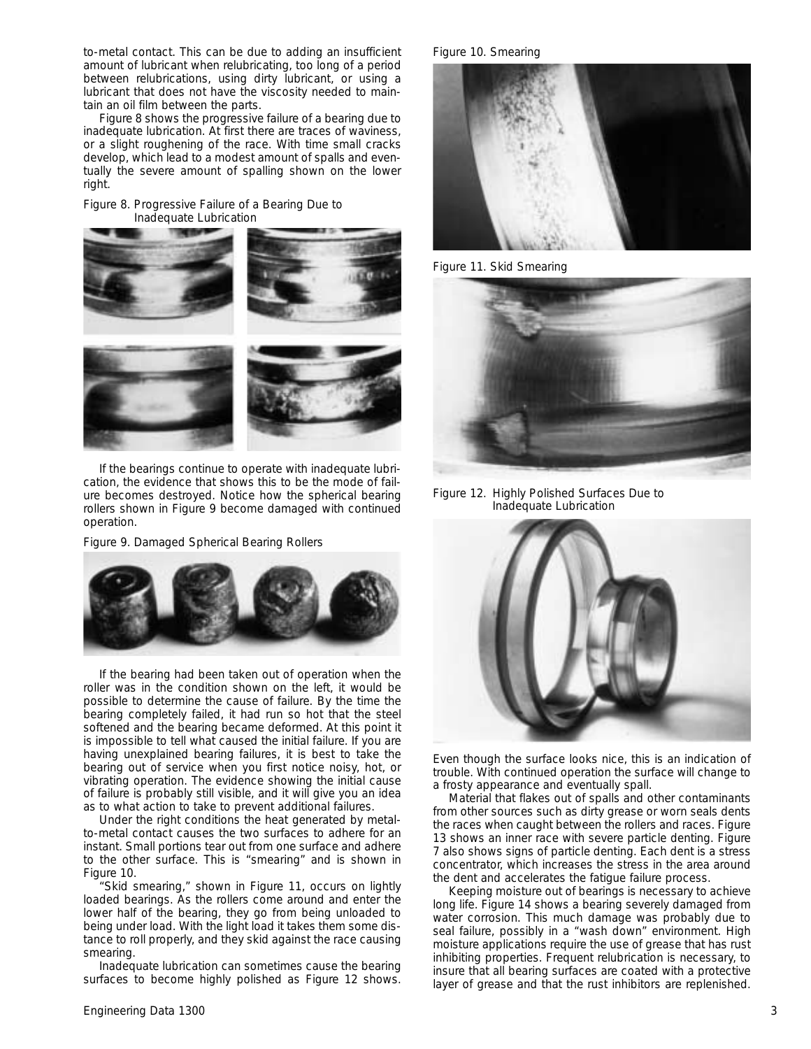to-metal contact. This can be due to adding an insufficient amount of lubricant when relubricating, too long of a period between relubrications, using dirty lubricant, or using a lubricant that does not have the viscosity needed to maintain an oil film between the parts.

Figure 8 shows the progressive failure of a bearing due to inadequate lubrication. At first there are traces of waviness, or a slight roughening of the race. With time small cracks develop, which lead to a modest amount of spalls and eventually the severe amount of spalling shown on the lower right.

Figure 8. Progressive Failure of a Bearing Due to Inadequate Lubrication

If the bearings continue to operate with inadequate lubrication, the evidence that shows this to be the mode of failure becomes destroyed. Notice how the spherical bearing rollers shown in Figure 9 become damaged with continued operation.

Figure 9. Damaged Spherical Bearing Rollers

If the bearing had been taken out of operation when the roller was in the condition shown on the left, it would be possible to determine the cause of failure. By the time the bearing completely failed, it had run so hot that the steel softened and the bearing became deformed. At this point it is impossible to tell what caused the initial failure. If you are having unexplained bearing failures, it is best to take the bearing out of service when you first notice noisy, hot, or vibrating operation. The evidence showing the initial cause of failure is probably still visible, and it will give you an idea as to what action to take to prevent additional failures.

Under the right conditions the heat generated by metal-to-metal contact causes the two surfaces to adhere for an instant. Small portions tear out from one surface and adhere to the other surface. This is "smearing" and is shown in Figure 10.

"Skid smearing," shown in Figure 11, occurs on lightly loaded bearings. As the rollers come around and enter the lower half of the bearing, they go from being unloaded to being under load. With the light load it takes them some distance to roll properly, and they skid against the race causing smearing.

Inadequate lubrication can sometimes cause the bearing surfaces to become highly polished as Figure 12 shows.

Figure 10. Smearing

Figure 11. Skid Smearing

Figure 12. Highly Polished Surfaces Due to Inadequate Lubrication

Even though the surface looks nice, this is an indication of trouble. With continued operation the surface will change to a frosty appearance and eventually spall.

Material that flakes out of spalls and other contaminants from other sources such as dirty grease or worn seals dents the races when caught between the rollers and races. Figure 13 shows an inner race with severe particle denting. Figure 7 also shows signs of particle denting. Each dent is a stress concentrator, which increases the stress in the area around the dent and accelerates the fatigue failure process.

Keeping moisture out of bearings is necessary to achieve long life. Figure 14 shows a bearing severely damaged from water corrosion. This much damage was probably due to seal failure, possibly in a "wash down" environment. High moisture applications require the use of grease that has rust inhibiting properties. Frequent relubrication is necessary, to insure that all bearing surfaces are coated with a protective layer of grease and that the rust inhibitors are replenished.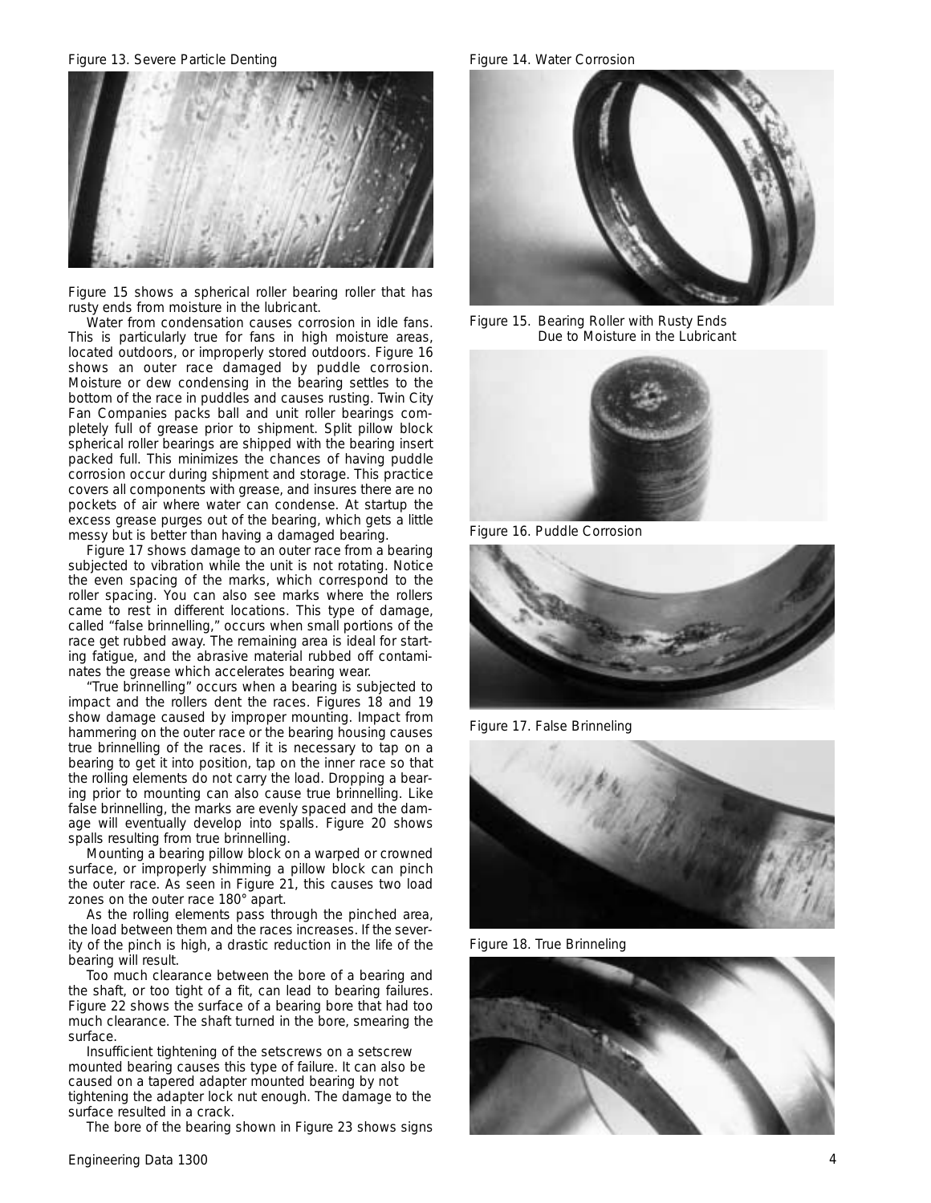Figure 13. Severe Particle Denting

Figure 14. Water Corrosion

Figure 15 shows a spherical roller bearing roller that has rusty ends from moisture in the lubricant.

Water from condensation causes corrosion in idle fans. This is particularly true for fans in high moisture areas, located outdoors, or improperly stored outdoors. Figure 16 shows an outer race damaged by puddle corrosion. Moisture or dew condensing in the bearing settles to the bottom of the race in puddles and causes rusting. Twin City Fan Companies packs ball and unit roller bearings completely full of grease prior to shipment. Split pillow block spherical roller bearings are shipped with the bearing insert packed full. This minimizes the chances of having puddle corrosion occur during shipment and storage. This practice covers all components with grease, and insures there are no pockets of air where water can condense. At startup the excess grease purges out of the bearing, which gets a little messy but is better than having a damaged bearing.

Figure 15. Bearing Roller with Rusty Ends Due to Moisture in the Lubricant

Figure 17 shows damage to an outer race from a bearing subjected to vibration while the unit is not rotating. Notice the even spacing of the marks, which correspond to the roller spacing. You can also see marks where the rollers came to rest in different locations. This type of damage, called "false brinnelling," occurs when small portions of the race get rubbed away. The remaining area is ideal for starting fatigue, and the abrasive material rubbed off contaminates the grease which accelerates bearing wear.

Figure 16. Puddle Corrosion

"True brinnelling" occurs when a bearing is subjected to impact and the rollers dent the races. Figures 18 and 19 show damage caused by improper mounting. Impact from hammering on the outer race or the bearing housing causes true brinnelling of the races. If it is necessary to tap on a bearing to get it into position, tap on the inner race so that the rolling elements do not carry the load. Dropping a bearing prior to mounting can also cause true brinnelling. Like false brinnelling, the marks are evenly spaced and the damage will eventually develop into spalls. Figure 20 shows spalls resulting from true brinnelling.

Mounting a bearing pillow block on a warped or crowned surface, or improperly shimming a pillow block can pinch the outer race. As seen in Figure 21, this causes two load zones on the outer race 180° apart.

Figure 17. False Brinneling

As the rolling elements pass through the pinched area, the load between them and the races increases. If the severity of the pinch is high, a drastic reduction in the life of the bearing will result.

Too much clearance between the bore of a bearing and the shaft, or too tight of a fit, can lead to bearing failures. Figure 22 shows the surface of a bearing bore that had too much clearance. The shaft turned in the bore, smearing the surface.

Figure 18. True Brinneling

Insufficient tightening of the setscrews on a setscrew mounted bearing causes this type of failure. It can also be caused on a tapered adapter mounted bearing by not tightening the adapter lock nut enough. The damage to the surface resulted in a crack.

The bore of the bearing shown in Figure 23 shows signs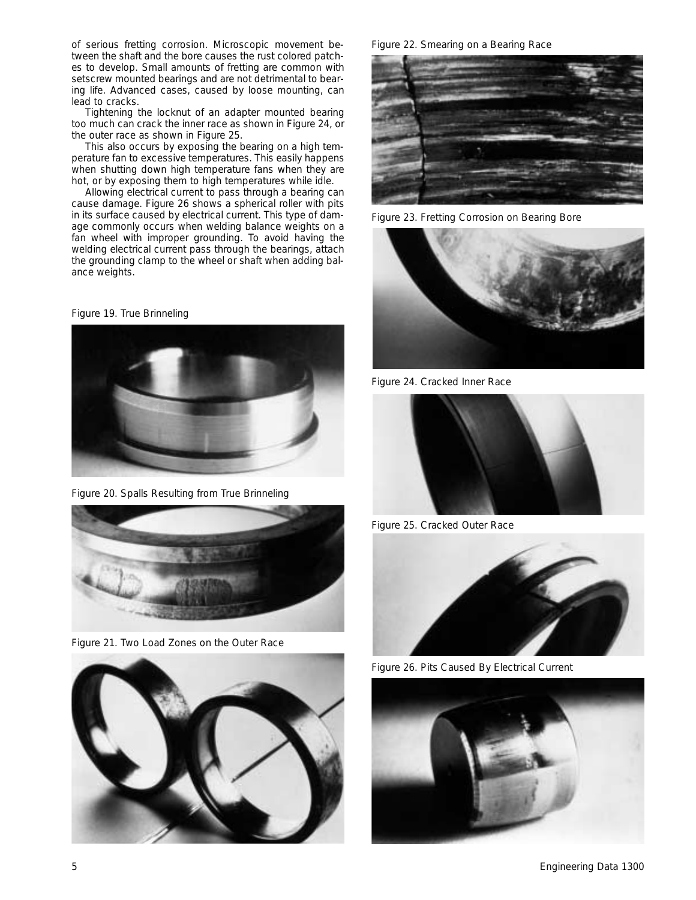of serious fretting corrosion. Microscopic movement between the shaft and the bore causes the rust colored patches to develop. Small amounts of fretting are common with setscrew mounted bearings and are not detrimental to bearing life. Advanced cases, caused by loose mounting, can lead to cracks.

Tightening the locknut of an adapter mounted bearing too much can crack the inner race as shown in Figure 24, or the outer race as shown in Figure 25.

This also occurs by exposing the bearing on a high temperature fan to excessive temperatures. This easily happens when shutting down high temperature fans when they are hot, or by exposing them to high temperatures while idle.

Allowing electrical current to pass through a bearing can cause damage. Figure 26 shows a spherical roller with pits in its surface caused by electrical current. This type of damage commonly occurs when welding balance weights on a fan wheel with improper grounding. To avoid having the welding electrical current pass through the bearings, attach the grounding clamp to the wheel or shaft when adding balance weights.

Figure 19. True Brinneling

Figure 20. Spalls Resulting from True Brinneling

Figure 21. Two Load Zones on the Outer Race

Figure 22. Smearing on a Bearing Race

Figure 23. Fretting Corrosion on Bearing Bore

Figure 24. Cracked Inner Race

Figure 25. Cracked Outer Race

Figure 26. Pits Caused By Electrical Current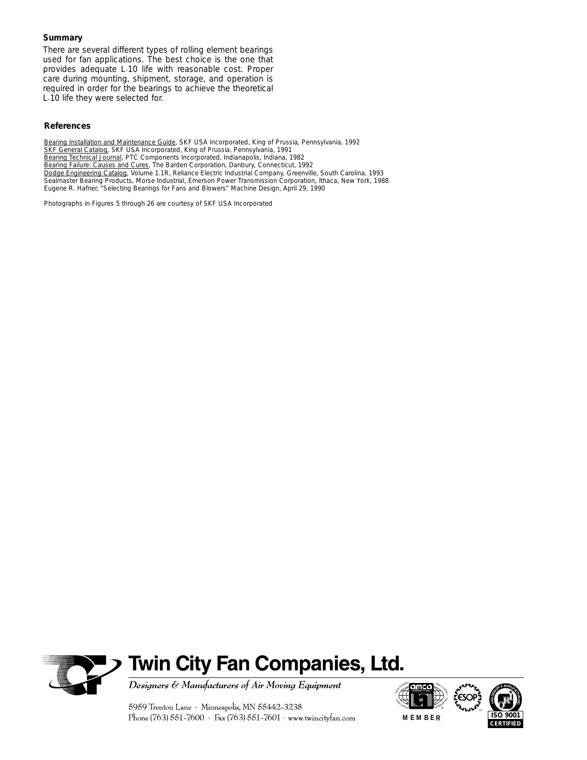### Summary

There are several different types of rolling element bearings used for fan applications. The best choice is the one that provides adequate L-10 life with reasonable cost. Proper care during mounting, shipment, storage, and operation is required in order for the bearings to achieve the theoretical L-10 life they were selected for.

### References

Bearing Installation and Maintenance Guide, SKF USA Incorporated, King of Prussia, Pennsylvania, 1992
SKF General Catalog, SKF USA Incorporated, King of Prussia, Pennsylvania, 1991
Bearing Technical Journal, PTC Components Incorporated, Indianapolis, Indiana, 1982
Bearing Failure: Causes and Cures, The Barden Corporation, Danbury, Connecticut, 1992
Dodge Engineering Catalog, Volume 1.1R, Reliance Electric Industrial Company, Greenville, South Carolina, 1993
Sealmaster Bearing Products, Morse Industrial, Emerson Power Transmission Corporation, Ithaca, New York, 1988
Eugene R. Hafner, "Selecting Bearings for Fans and Blowers" Machine Design, April 29, 1990

Photographs in Figures 5 through 26 are courtesy of SKF USA Incorporated

**Twin City Fan Companies, Ltd.**

*Designers & Manufacturers of Air Moving Equipment*

5959 Trenton Lane · Minneapolis, MN 55442-3238
Phone (763) 551-7600 · Fax (763) 551-7601 · www.twincityfan.com

MEMBER

ISO 9001 CERTIFIED